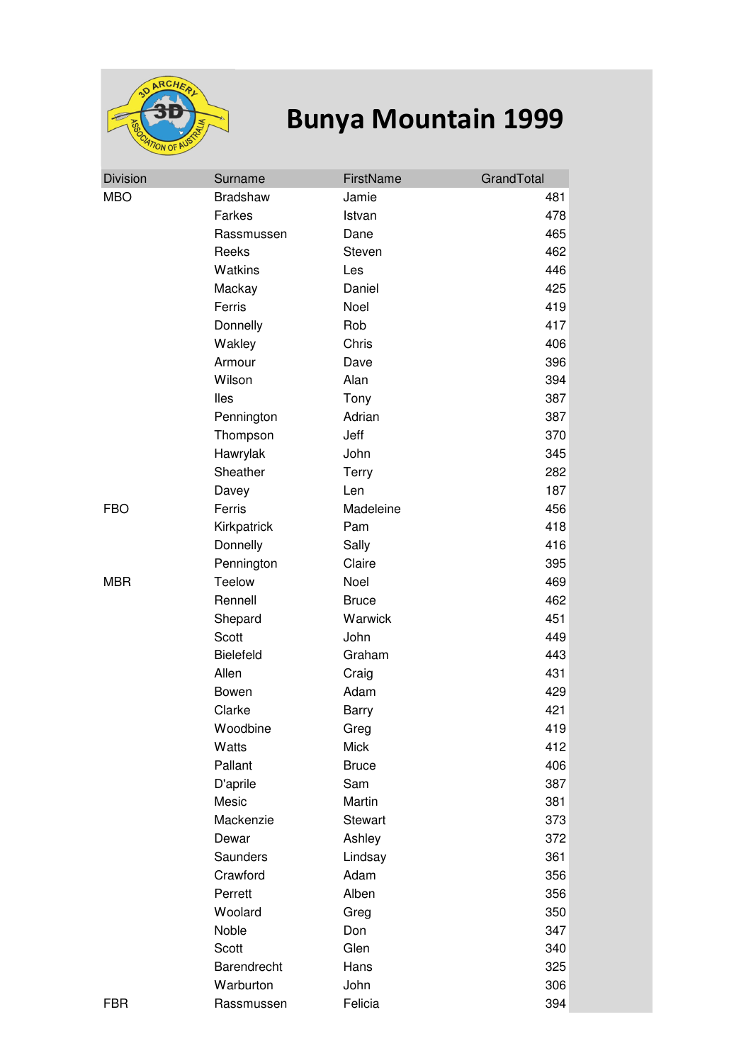# Bunya Mountain 1999

| Division | Surname | FirstName | GrandTotal |
|---|---|---|---|
| MBO | Bradshaw | Jamie | 481 |
| | Farkes | Istvan | 478 |
| | Rassmussen | Dane | 465 |
| | Reeks | Steven | 462 |
| | Watkins | Les | 446 |
| | Mackay | Daniel | 425 |
| | Ferris | Noel | 419 |
| | Donnelly | Rob | 417 |
| | Wakley | Chris | 406 |
| | Armour | Dave | 396 |
| | Wilson | Alan | 394 |
| | Iles | Tony | 387 |
| | Pennington | Adrian | 387 |
| | Thompson | Jeff | 370 |
| | Hawrylak | John | 345 |
| | Sheather | Terry | 282 |
| | Davey | Len | 187 |
| FBO | Ferris | Madeleine | 456 |
| | Kirkpatrick | Pam | 418 |
| | Donnelly | Sally | 416 |
| | Pennington | Claire | 395 |
| MBR | Teelow | Noel | 469 |
| | Rennell | Bruce | 462 |
| | Shepard | Warwick | 451 |
| | Scott | John | 449 |
| | Bielefeld | Graham | 443 |
| | Allen | Craig | 431 |
| | Bowen | Adam | 429 |
| | Clarke | Barry | 421 |
| | Woodbine | Greg | 419 |
| | Watts | Mick | 412 |
| | Pallant | Bruce | 406 |
| | D'aprile | Sam | 387 |
| | Mesic | Martin | 381 |
| | Mackenzie | Stewart | 373 |
| | Dewar | Ashley | 372 |
| | Saunders | Lindsay | 361 |
| | Crawford | Adam | 356 |
| | Perrett | Alben | 356 |
| | Woolard | Greg | 350 |
| | Noble | Don | 347 |
| | Scott | Glen | 340 |
| | Barendrecht | Hans | 325 |
| | Warburton | John | 306 |
| FBR | Rassmussen | Felicia | 394 |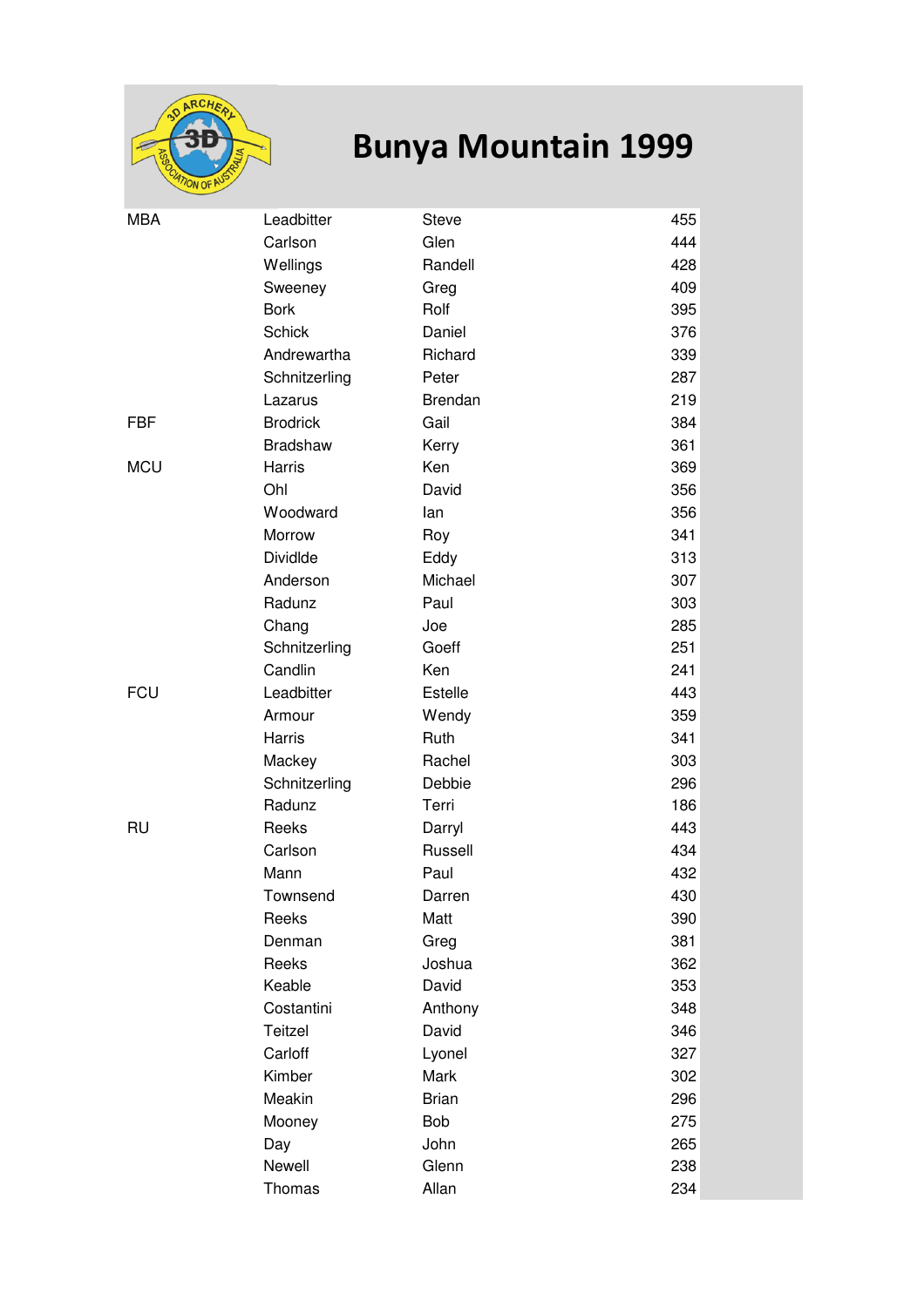# Bunya Mountain 1999

| | | | |
|---|---|---|---|
| MBA | Leadbitter | Steve | 455 |
| | Carlson | Glen | 444 |
| | Wellings | Randell | 428 |
| | Sweeney | Greg | 409 |
| | Bork | Rolf | 395 |
| | Schick | Daniel | 376 |
| | Andrewartha | Richard | 339 |
| | Schnitzerling | Peter | 287 |
| | Lazarus | Brendan | 219 |
| FBF | Brodrick | Gail | 384 |
| | Bradshaw | Kerry | 361 |
| MCU | Harris | Ken | 369 |
| | Ohl | David | 356 |
| | Woodward | Ian | 356 |
| | Morrow | Roy | 341 |
| | Dividlde | Eddy | 313 |
| | Anderson | Michael | 307 |
| | Radunz | Paul | 303 |
| | Chang | Joe | 285 |
| | Schnitzerling | Goeff | 251 |
| | Candlin | Ken | 241 |
| FCU | Leadbitter | Estelle | 443 |
| | Armour | Wendy | 359 |
| | Harris | Ruth | 341 |
| | Mackey | Rachel | 303 |
| | Schnitzerling | Debbie | 296 |
| | Radunz | Terri | 186 |
| RU | Reeks | Darryl | 443 |
| | Carlson | Russell | 434 |
| | Mann | Paul | 432 |
| | Townsend | Darren | 430 |
| | Reeks | Matt | 390 |
| | Denman | Greg | 381 |
| | Reeks | Joshua | 362 |
| | Keable | David | 353 |
| | Costantini | Anthony | 348 |
| | Teitzel | David | 346 |
| | Carloff | Lyonel | 327 |
| | Kimber | Mark | 302 |
| | Meakin | Brian | 296 |
| | Mooney | Bob | 275 |
| | Day | John | 265 |
| | Newell | Glenn | 238 |
| | Thomas | Allan | 234 |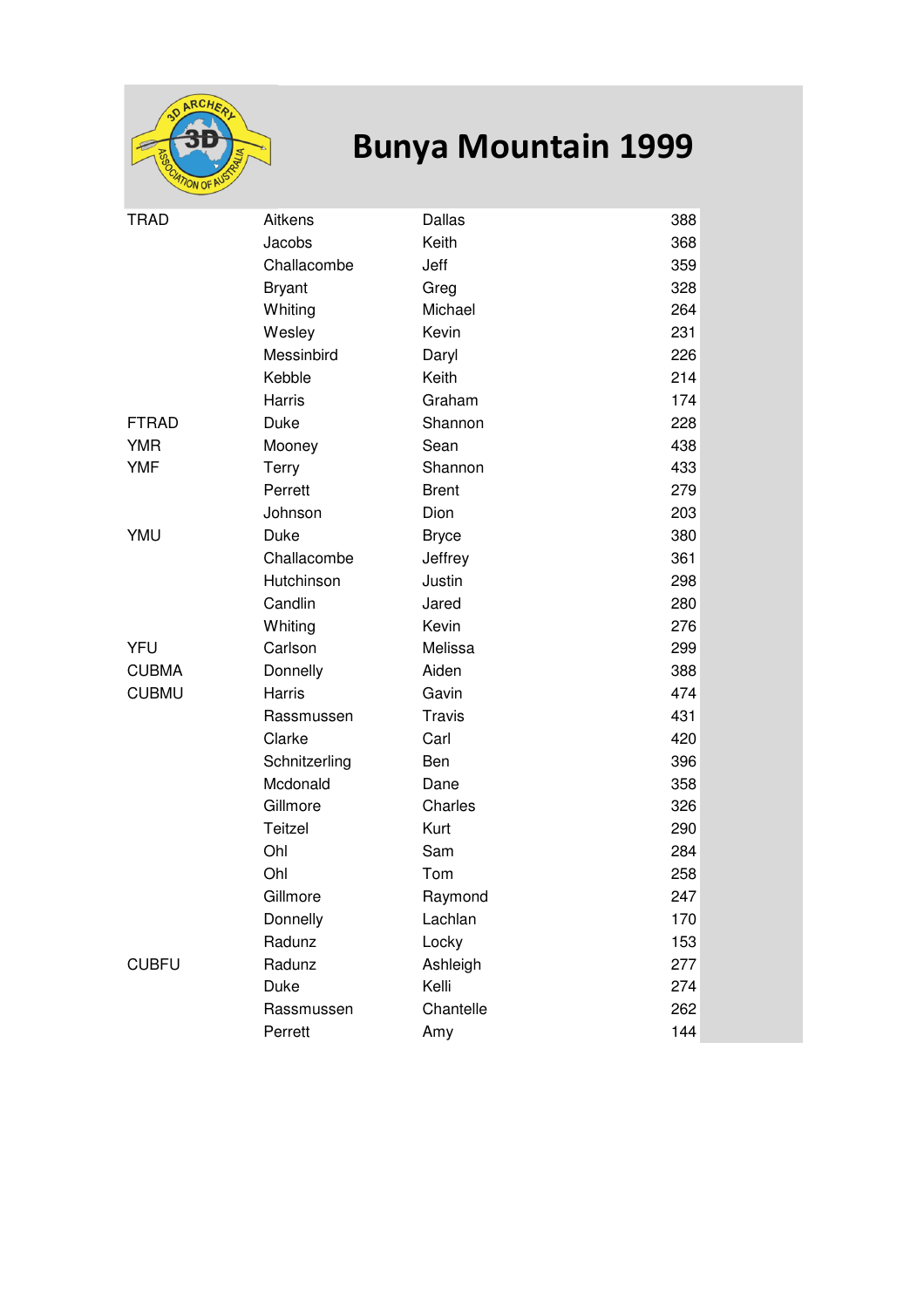# Bunya Mountain 1999

| | | | |
|---|---|---|---|
| TRAD | Aitkens | Dallas | 388 |
| | Jacobs | Keith | 368 |
| | Challacombe | Jeff | 359 |
| | Bryant | Greg | 328 |
| | Whiting | Michael | 264 |
| | Wesley | Kevin | 231 |
| | Messinbird | Daryl | 226 |
| | Kebble | Keith | 214 |
| | Harris | Graham | 174 |
| FTRAD | Duke | Shannon | 228 |
| YMR | Mooney | Sean | 438 |
| YMF | Terry | Shannon | 433 |
| | Perrett | Brent | 279 |
| | Johnson | Dion | 203 |
| YMU | Duke | Bryce | 380 |
| | Challacombe | Jeffrey | 361 |
| | Hutchinson | Justin | 298 |
| | Candlin | Jared | 280 |
| | Whiting | Kevin | 276 |
| YFU | Carlson | Melissa | 299 |
| CUBMA | Donnelly | Aiden | 388 |
| CUBMU | Harris | Gavin | 474 |
| | Rassmussen | Travis | 431 |
| | Clarke | Carl | 420 |
| | Schnitzerling | Ben | 396 |
| | Mcdonald | Dane | 358 |
| | Gillmore | Charles | 326 |
| | Teitzel | Kurt | 290 |
| | Ohl | Sam | 284 |
| | Ohl | Tom | 258 |
| | Gillmore | Raymond | 247 |
| | Donnelly | Lachlan | 170 |
| | Radunz | Locky | 153 |
| CUBFU | Radunz | Ashleigh | 277 |
| | Duke | Kelli | 274 |
| | Rassmussen | Chantelle | 262 |
| | Perrett | Amy | 144 |